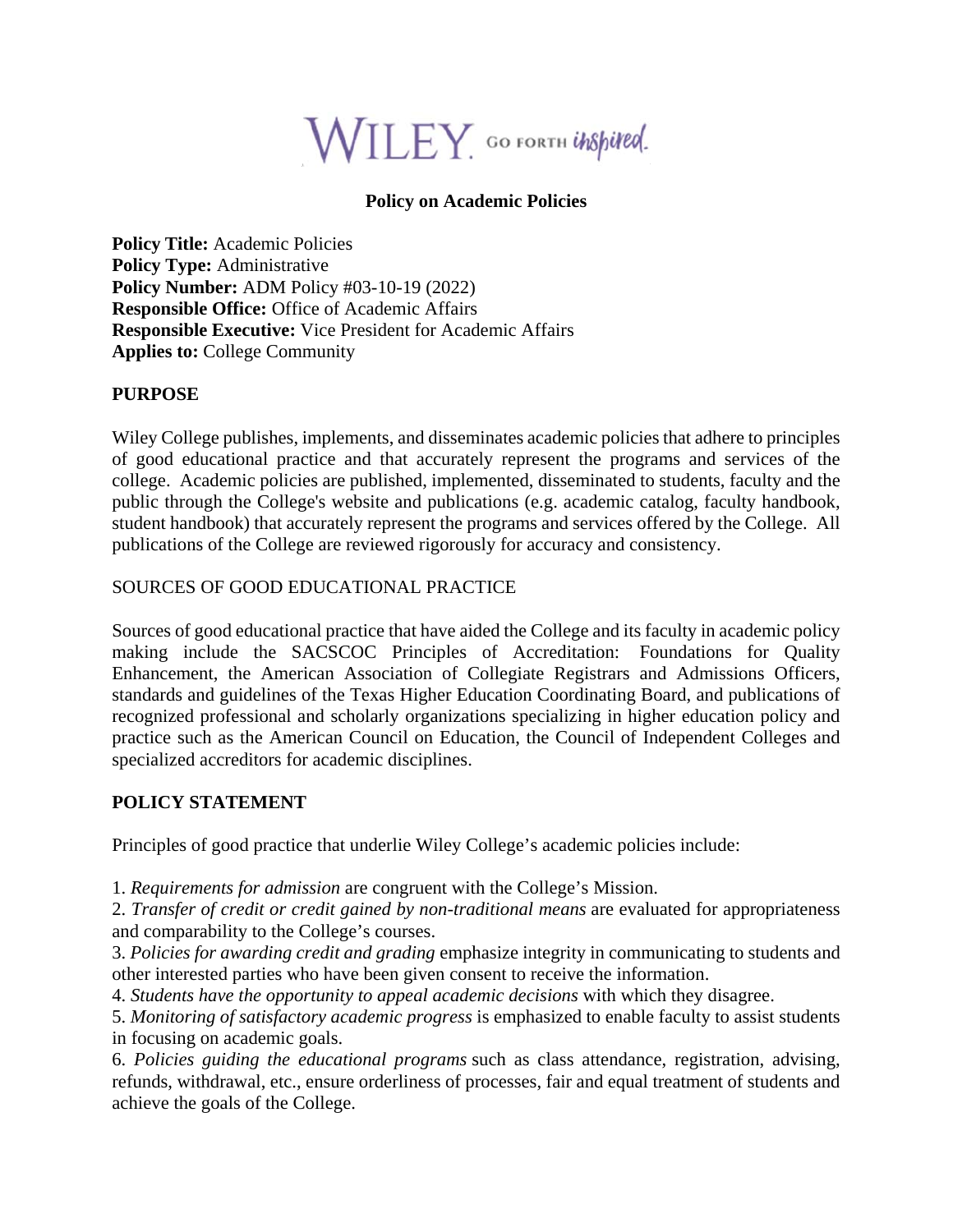WILEY. GO FORTH inspired.

**Policy on Academic Policies**

**Policy Title:** Academic Policies
**Policy Type:** Administrative
**Policy Number:** ADM Policy #03-10-19 (2022)
**Responsible Office:** Office of Academic Affairs
**Responsible Executive:** Vice President for Academic Affairs
**Applies to:** College Community

## PURPOSE

Wiley College publishes, implements, and disseminates academic policies that adhere to principles of good educational practice and that accurately represent the programs and services of the college. Academic policies are published, implemented, disseminated to students, faculty and the public through the College's website and publications (e.g. academic catalog, faculty handbook, student handbook) that accurately represent the programs and services offered by the College. All publications of the College are reviewed rigorously for accuracy and consistency.

SOURCES OF GOOD EDUCATIONAL PRACTICE

Sources of good educational practice that have aided the College and its faculty in academic policy making include the SACSCOC Principles of Accreditation: Foundations for Quality Enhancement, the American Association of Collegiate Registrars and Admissions Officers, standards and guidelines of the Texas Higher Education Coordinating Board, and publications of recognized professional and scholarly organizations specializing in higher education policy and practice such as the American Council on Education, the Council of Independent Colleges and specialized accreditors for academic disciplines.

## POLICY STATEMENT

Principles of good practice that underlie Wiley College's academic policies include:

1. *Requirements for admission* are congruent with the College's Mission.
2. *Transfer of credit or credit gained by non-traditional means* are evaluated for appropriateness and comparability to the College's courses.
3. *Policies for awarding credit and grading* emphasize integrity in communicating to students and other interested parties who have been given consent to receive the information.
4. *Students have the opportunity to appeal academic decisions* with which they disagree.
5. *Monitoring of satisfactory academic progress* is emphasized to enable faculty to assist students in focusing on academic goals.
6. *Policies guiding the educational programs* such as class attendance, registration, advising, refunds, withdrawal, etc., ensure orderliness of processes, fair and equal treatment of students and achieve the goals of the College.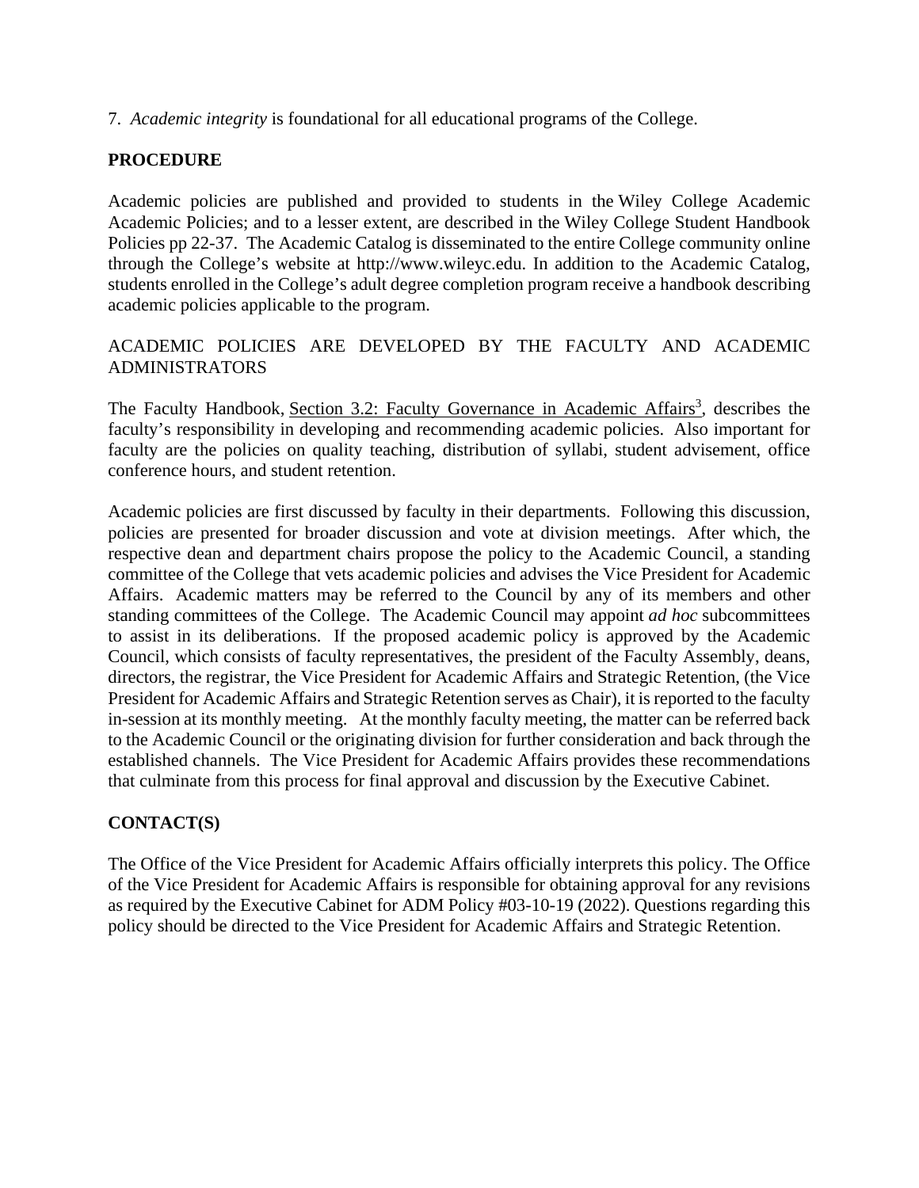7. *Academic integrity* is foundational for all educational programs of the College.

## PROCEDURE

Academic policies are published and provided to students in the Wiley College Academic Academic Policies; and to a lesser extent, are described in the Wiley College Student Handbook Policies pp 22-37. The Academic Catalog is disseminated to the entire College community online through the College's website at http://www.wileyc.edu. In addition to the Academic Catalog, students enrolled in the College's adult degree completion program receive a handbook describing academic policies applicable to the program.

ACADEMIC POLICIES ARE DEVELOPED BY THE FACULTY AND ACADEMIC ADMINISTRATORS

The Faculty Handbook, Section 3.2: Faculty Governance in Academic Affairs[3], describes the faculty's responsibility in developing and recommending academic policies. Also important for faculty are the policies on quality teaching, distribution of syllabi, student advisement, office conference hours, and student retention.

Academic policies are first discussed by faculty in their departments. Following this discussion, policies are presented for broader discussion and vote at division meetings. After which, the respective dean and department chairs propose the policy to the Academic Council, a standing committee of the College that vets academic policies and advises the Vice President for Academic Affairs. Academic matters may be referred to the Council by any of its members and other standing committees of the College. The Academic Council may appoint *ad hoc* subcommittees to assist in its deliberations. If the proposed academic policy is approved by the Academic Council, which consists of faculty representatives, the president of the Faculty Assembly, deans, directors, the registrar, the Vice President for Academic Affairs and Strategic Retention, (the Vice President for Academic Affairs and Strategic Retention serves as Chair), it is reported to the faculty in-session at its monthly meeting. At the monthly faculty meeting, the matter can be referred back to the Academic Council or the originating division for further consideration and back through the established channels. The Vice President for Academic Affairs provides these recommendations that culminate from this process for final approval and discussion by the Executive Cabinet.

## CONTACT(S)

The Office of the Vice President for Academic Affairs officially interprets this policy. The Office of the Vice President for Academic Affairs is responsible for obtaining approval for any revisions as required by the Executive Cabinet for ADM Policy #03-10-19 (2022). Questions regarding this policy should be directed to the Vice President for Academic Affairs and Strategic Retention.